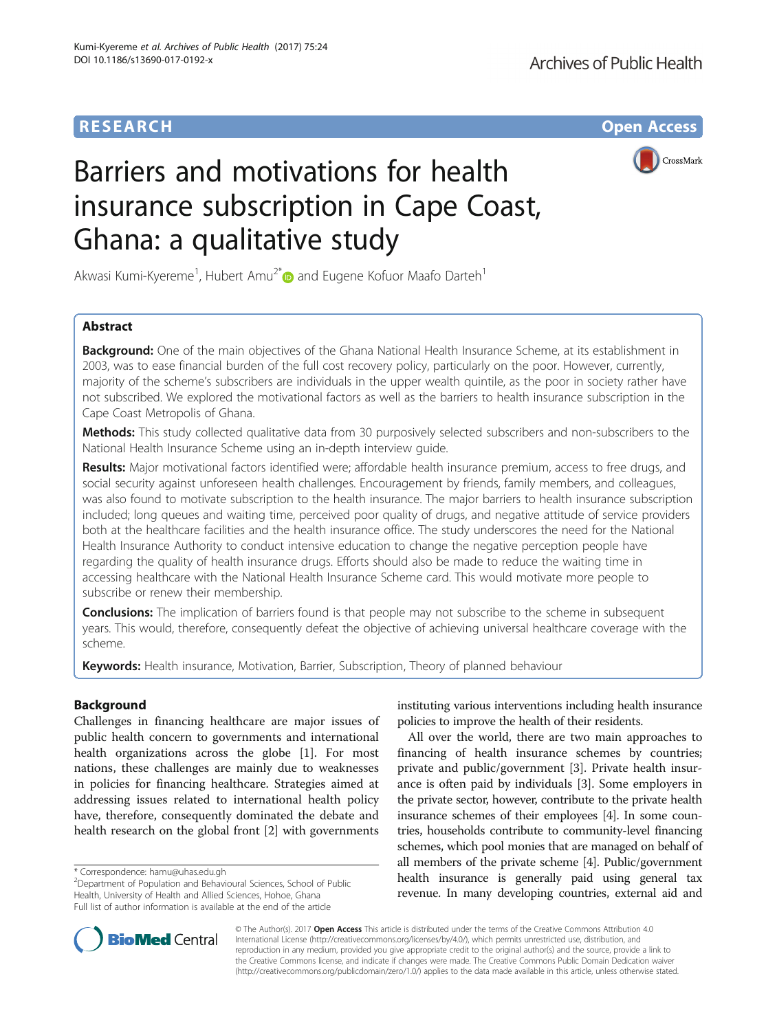RESEARCH Open Access

# Barriers and motivations for health insurance subscription in Cape Coast, Ghana: a qualitative study

Akwasi Kumi-Kyereme[1], Hubert Amu[2*] and Eugene Kofuor Maafo Darteh[1]

## Abstract

**Background:** One of the main objectives of the Ghana National Health Insurance Scheme, at its establishment in 2003, was to ease financial burden of the full cost recovery policy, particularly on the poor. However, currently, majority of the scheme's subscribers are individuals in the upper wealth quintile, as the poor in society rather have not subscribed. We explored the motivational factors as well as the barriers to health insurance subscription in the Cape Coast Metropolis of Ghana.

**Methods:** This study collected qualitative data from 30 purposively selected subscribers and non-subscribers to the National Health Insurance Scheme using an in-depth interview guide.

**Results:** Major motivational factors identified were; affordable health insurance premium, access to free drugs, and social security against unforeseen health challenges. Encouragement by friends, family members, and colleagues, was also found to motivate subscription to the health insurance. The major barriers to health insurance subscription included; long queues and waiting time, perceived poor quality of drugs, and negative attitude of service providers both at the healthcare facilities and the health insurance office. The study underscores the need for the National Health Insurance Authority to conduct intensive education to change the negative perception people have regarding the quality of health insurance drugs. Efforts should also be made to reduce the waiting time in accessing healthcare with the National Health Insurance Scheme card. This would motivate more people to subscribe or renew their membership.

**Conclusions:** The implication of barriers found is that people may not subscribe to the scheme in subsequent years. This would, therefore, consequently defeat the objective of achieving universal healthcare coverage with the scheme.

**Keywords:** Health insurance, Motivation, Barrier, Subscription, Theory of planned behaviour

## Background

Challenges in financing healthcare are major issues of public health concern to governments and international health organizations across the globe [1]. For most nations, these challenges are mainly due to weaknesses in policies for financing healthcare. Strategies aimed at addressing issues related to international health policy have, therefore, consequently dominated the debate and health research on the global front [2] with governments instituting various interventions including health insurance policies to improve the health of their residents.

All over the world, there are two main approaches to financing of health insurance schemes by countries; private and public/government [3]. Private health insurance is often paid by individuals [3]. Some employers in the private sector, however, contribute to the private health insurance schemes of their employees [4]. In some countries, households contribute to community-level financing schemes, which pool monies that are managed on behalf of all members of the private scheme [4]. Public/government health insurance is generally paid using general tax revenue. In many developing countries, external aid and

\* Correspondence: hamu@uhas.edu.gh
[2]Department of Population and Behavioural Sciences, School of Public Health, University of Health and Allied Sciences, Hohoe, Ghana
Full list of author information is available at the end of the article

© The Author(s). 2017 **Open Access** This article is distributed under the terms of the Creative Commons Attribution 4.0 International License (http://creativecommons.org/licenses/by/4.0/), which permits unrestricted use, distribution, and reproduction in any medium, provided you give appropriate credit to the original author(s) and the source, provide a link to the Creative Commons license, and indicate if changes were made. The Creative Commons Public Domain Dedication waiver (http://creativecommons.org/publicdomain/zero/1.0/) applies to the data made available in this article, unless otherwise stated.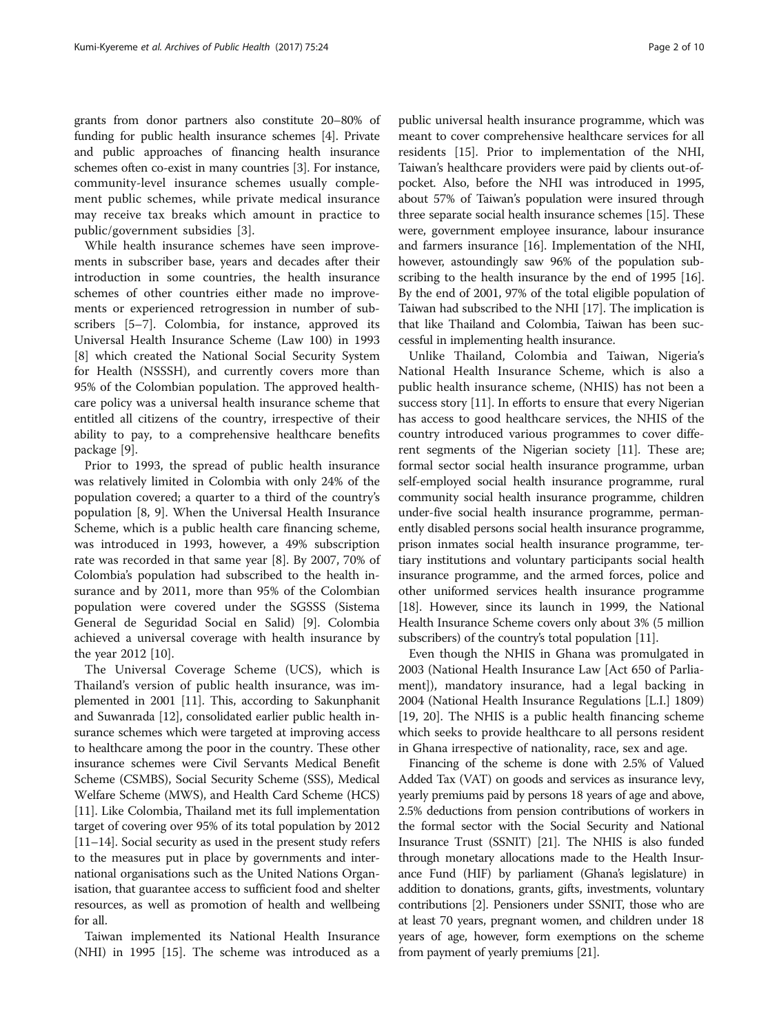grants from donor partners also constitute 20–80% of funding for public health insurance schemes [4]. Private and public approaches of financing health insurance schemes often co-exist in many countries [3]. For instance, community-level insurance schemes usually complement public schemes, while private medical insurance may receive tax breaks which amount in practice to public/government subsidies [3].

While health insurance schemes have seen improvements in subscriber base, years and decades after their introduction in some countries, the health insurance schemes of other countries either made no improvements or experienced retrogression in number of subscribers [5–7]. Colombia, for instance, approved its Universal Health Insurance Scheme (Law 100) in 1993 [8] which created the National Social Security System for Health (NSSSH), and currently covers more than 95% of the Colombian population. The approved healthcare policy was a universal health insurance scheme that entitled all citizens of the country, irrespective of their ability to pay, to a comprehensive healthcare benefits package [9].

Prior to 1993, the spread of public health insurance was relatively limited in Colombia with only 24% of the population covered; a quarter to a third of the country's population [8, 9]. When the Universal Health Insurance Scheme, which is a public health care financing scheme, was introduced in 1993, however, a 49% subscription rate was recorded in that same year [8]. By 2007, 70% of Colombia's population had subscribed to the health insurance and by 2011, more than 95% of the Colombian population were covered under the SGSSS (Sistema General de Seguridad Social en Salid) [9]. Colombia achieved a universal coverage with health insurance by the year 2012 [10].

The Universal Coverage Scheme (UCS), which is Thailand's version of public health insurance, was implemented in 2001 [11]. This, according to Sakunphanit and Suwanrada [12], consolidated earlier public health insurance schemes which were targeted at improving access to healthcare among the poor in the country. These other insurance schemes were Civil Servants Medical Benefit Scheme (CSMBS), Social Security Scheme (SSS), Medical Welfare Scheme (MWS), and Health Card Scheme (HCS) [11]. Like Colombia, Thailand met its full implementation target of covering over 95% of its total population by 2012 [11–14]. Social security as used in the present study refers to the measures put in place by governments and international organisations such as the United Nations Organisation, that guarantee access to sufficient food and shelter resources, as well as promotion of health and wellbeing for all.

Taiwan implemented its National Health Insurance (NHI) in 1995 [15]. The scheme was introduced as a public universal health insurance programme, which was meant to cover comprehensive healthcare services for all residents [15]. Prior to implementation of the NHI, Taiwan's healthcare providers were paid by clients out-of-pocket. Also, before the NHI was introduced in 1995, about 57% of Taiwan's population were insured through three separate social health insurance schemes [15]. These were, government employee insurance, labour insurance and farmers insurance [16]. Implementation of the NHI, however, astoundingly saw 96% of the population subscribing to the health insurance by the end of 1995 [16]. By the end of 2001, 97% of the total eligible population of Taiwan had subscribed to the NHI [17]. The implication is that like Thailand and Colombia, Taiwan has been successful in implementing health insurance.

Unlike Thailand, Colombia and Taiwan, Nigeria's National Health Insurance Scheme, which is also a public health insurance scheme, (NHIS) has not been a success story [11]. In efforts to ensure that every Nigerian has access to good healthcare services, the NHIS of the country introduced various programmes to cover different segments of the Nigerian society [11]. These are; formal sector social health insurance programme, urban self-employed social health insurance programme, rural community social health insurance programme, children under-five social health insurance programme, permanently disabled persons social health insurance programme, prison inmates social health insurance programme, tertiary institutions and voluntary participants social health insurance programme, and the armed forces, police and other uniformed services health insurance programme [18]. However, since its launch in 1999, the National Health Insurance Scheme covers only about 3% (5 million subscribers) of the country's total population [11].

Even though the NHIS in Ghana was promulgated in 2003 (National Health Insurance Law [Act 650 of Parliament]), mandatory insurance, had a legal backing in 2004 (National Health Insurance Regulations [L.I.] 1809) [19, 20]. The NHIS is a public health financing scheme which seeks to provide healthcare to all persons resident in Ghana irrespective of nationality, race, sex and age.

Financing of the scheme is done with 2.5% of Valued Added Tax (VAT) on goods and services as insurance levy, yearly premiums paid by persons 18 years of age and above, 2.5% deductions from pension contributions of workers in the formal sector with the Social Security and National Insurance Trust (SSNIT) [21]. The NHIS is also funded through monetary allocations made to the Health Insurance Fund (HIF) by parliament (Ghana's legislature) in addition to donations, grants, gifts, investments, voluntary contributions [2]. Pensioners under SSNIT, those who are at least 70 years, pregnant women, and children under 18 years of age, however, form exemptions on the scheme from payment of yearly premiums [21].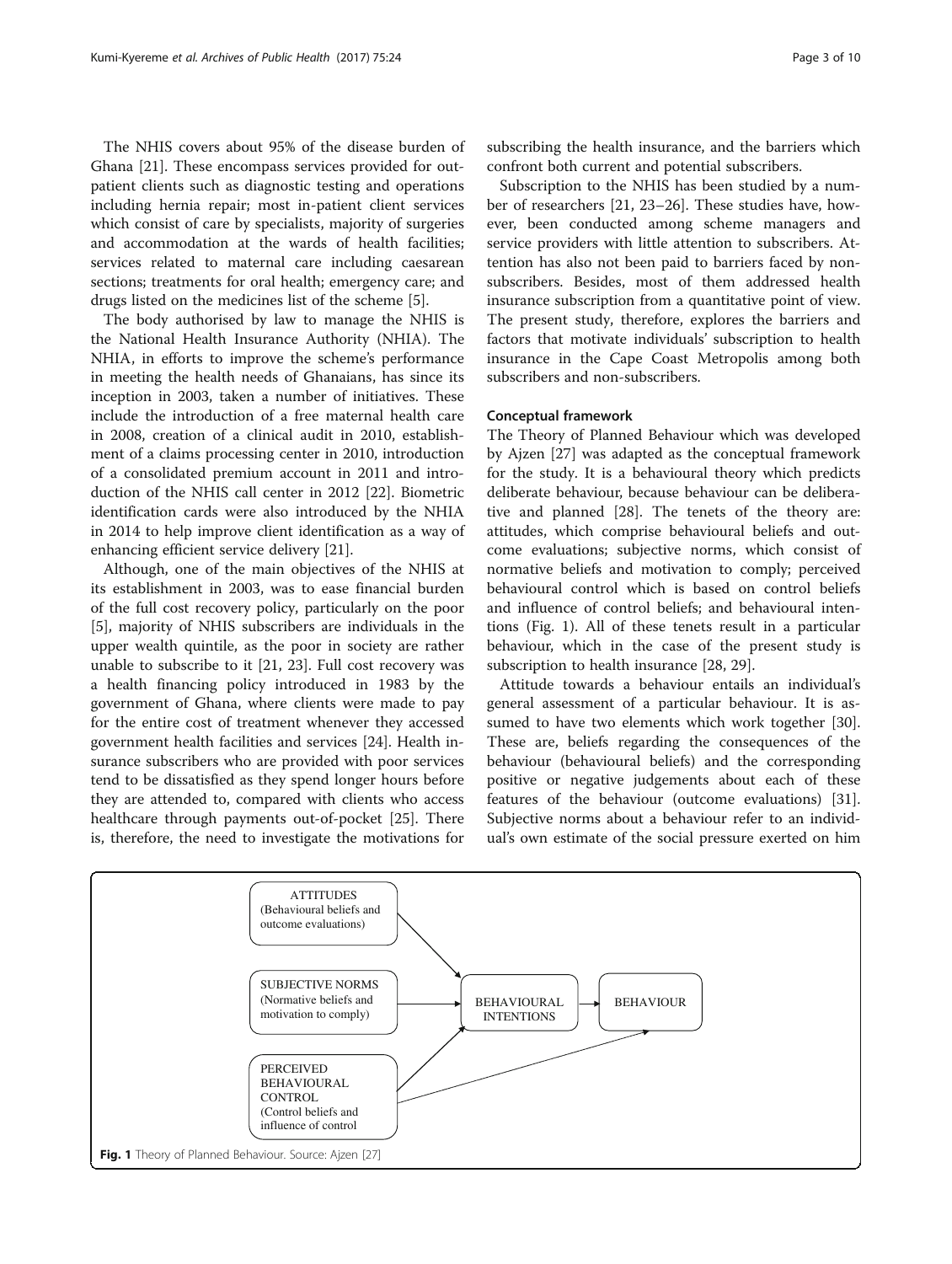The NHIS covers about 95% of the disease burden of Ghana [21]. These encompass services provided for out-patient clients such as diagnostic testing and operations including hernia repair; most in-patient client services which consist of care by specialists, majority of surgeries and accommodation at the wards of health facilities; services related to maternal care including caesarean sections; treatments for oral health; emergency care; and drugs listed on the medicines list of the scheme [5].

The body authorised by law to manage the NHIS is the National Health Insurance Authority (NHIA). The NHIA, in efforts to improve the scheme's performance in meeting the health needs of Ghanaians, has since its inception in 2003, taken a number of initiatives. These include the introduction of a free maternal health care in 2008, creation of a clinical audit in 2010, establishment of a claims processing center in 2010, introduction of a consolidated premium account in 2011 and introduction of the NHIS call center in 2012 [22]. Biometric identification cards were also introduced by the NHIA in 2014 to help improve client identification as a way of enhancing efficient service delivery [21].

Although, one of the main objectives of the NHIS at its establishment in 2003, was to ease financial burden of the full cost recovery policy, particularly on the poor [5], majority of NHIS subscribers are individuals in the upper wealth quintile, as the poor in society are rather unable to subscribe to it [21, 23]. Full cost recovery was a health financing policy introduced in 1983 by the government of Ghana, where clients were made to pay for the entire cost of treatment whenever they accessed government health facilities and services [24]. Health insurance subscribers who are provided with poor services tend to be dissatisfied as they spend longer hours before they are attended to, compared with clients who access healthcare through payments out-of-pocket [25]. There is, therefore, the need to investigate the motivations for subscribing the health insurance, and the barriers which confront both current and potential subscribers.

Subscription to the NHIS has been studied by a number of researchers [21, 23–26]. These studies have, however, been conducted among scheme managers and service providers with little attention to subscribers. Attention has also not been paid to barriers faced by non-subscribers. Besides, most of them addressed health insurance subscription from a quantitative point of view. The present study, therefore, explores the barriers and factors that motivate individuals' subscription to health insurance in the Cape Coast Metropolis among both subscribers and non-subscribers.

### Conceptual framework

The Theory of Planned Behaviour which was developed by Ajzen [27] was adapted as the conceptual framework for the study. It is a behavioural theory which predicts deliberate behaviour, because behaviour can be deliberative and planned [28]. The tenets of the theory are: attitudes, which comprise behavioural beliefs and outcome evaluations; subjective norms, which consist of normative beliefs and motivation to comply; perceived behavioural control which is based on control beliefs and influence of control beliefs; and behavioural intentions (Fig. 1). All of these tenets result in a particular behaviour, which in the case of the present study is subscription to health insurance [28, 29].

Attitude towards a behaviour entails an individual's general assessment of a particular behaviour. It is assumed to have two elements which work together [30]. These are, beliefs regarding the consequences of the behaviour (behavioural beliefs) and the corresponding positive or negative judgements about each of these features of the behaviour (outcome evaluations) [31]. Subjective norms about a behaviour refer to an individual's own estimate of the social pressure exerted on him

ATTITUDES (Behavioural beliefs and outcome evaluations)

SUBJECTIVE NORMS (Normative beliefs and motivation to comply)

PERCEIVED BEHAVIOURAL CONTROL (Control beliefs and influence of control

BEHAVIOURAL INTENTIONS

BEHAVIOUR

**Fig. 1** Theory of Planned Behaviour. Source: Ajzen [27]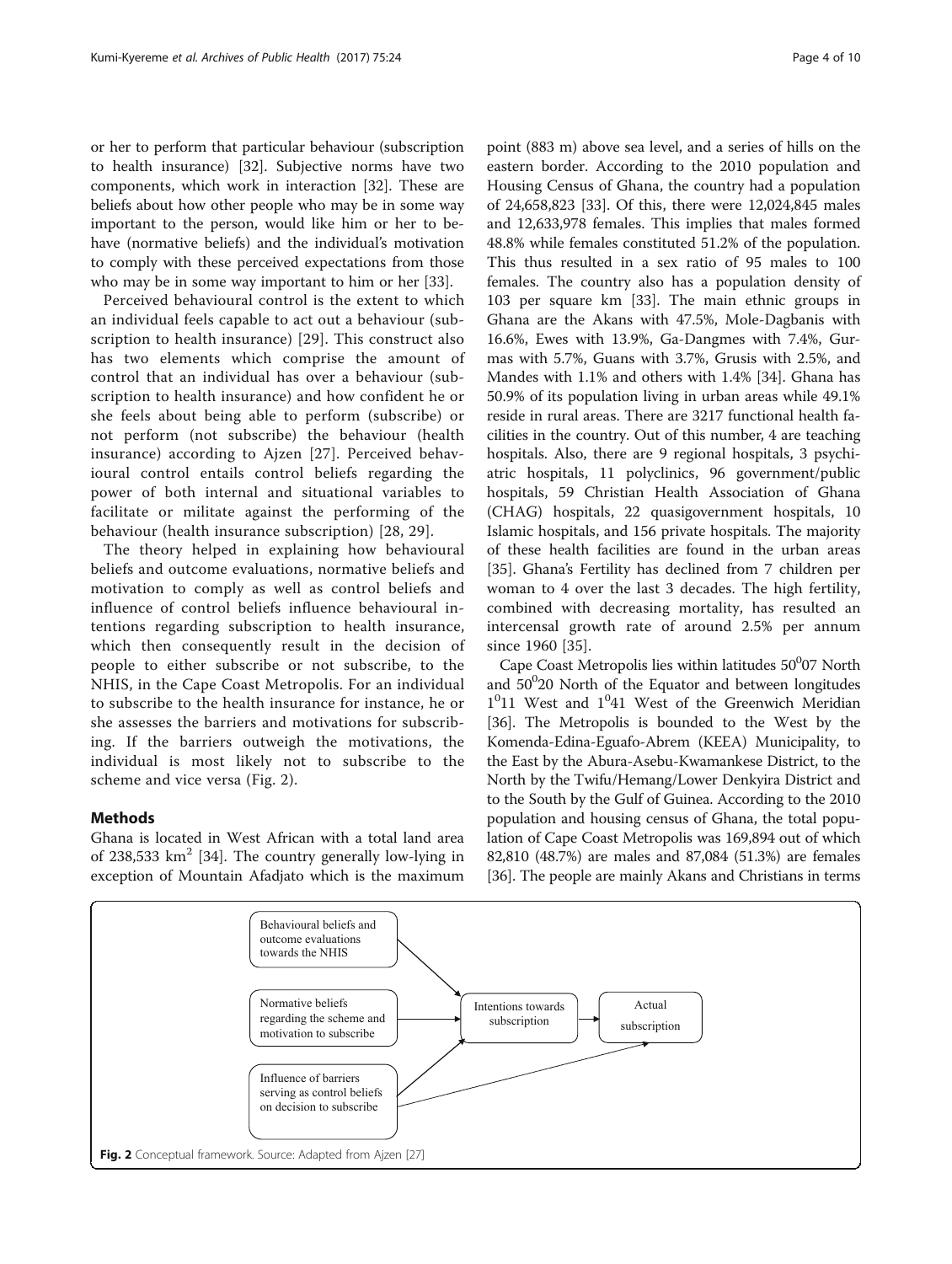or her to perform that particular behaviour (subscription to health insurance) [32]. Subjective norms have two components, which work in interaction [32]. These are beliefs about how other people who may be in some way important to the person, would like him or her to behave (normative beliefs) and the individual's motivation to comply with these perceived expectations from those who may be in some way important to him or her [33].

Perceived behavioural control is the extent to which an individual feels capable to act out a behaviour (subscription to health insurance) [29]. This construct also has two elements which comprise the amount of control that an individual has over a behaviour (subscription to health insurance) and how confident he or she feels about being able to perform (subscribe) or not perform (not subscribe) the behaviour (health insurance) according to Ajzen [27]. Perceived behavioural control entails control beliefs regarding the power of both internal and situational variables to facilitate or militate against the performing of the behaviour (health insurance subscription) [28, 29].

The theory helped in explaining how behavioural beliefs and outcome evaluations, normative beliefs and motivation to comply as well as control beliefs and influence of control beliefs influence behavioural intentions regarding subscription to health insurance, which then consequently result in the decision of people to either subscribe or not subscribe, to the NHIS, in the Cape Coast Metropolis. For an individual to subscribe to the health insurance for instance, he or she assesses the barriers and motivations for subscribing. If the barriers outweigh the motivations, the individual is most likely not to subscribe to the scheme and vice versa (Fig. 2).

## Methods

Ghana is located in West African with a total land area of 238,533 km$^2$ [34]. The country generally low-lying in exception of Mountain Afadjato which is the maximum point (883 m) above sea level, and a series of hills on the eastern border. According to the 2010 population and Housing Census of Ghana, the country had a population of 24,658,823 [33]. Of this, there were 12,024,845 males and 12,633,978 females. This implies that males formed 48.8% while females constituted 51.2% of the population. This thus resulted in a sex ratio of 95 males to 100 females. The country also has a population density of 103 per square km [33]. The main ethnic groups in Ghana are the Akans with 47.5%, Mole-Dagbanis with 16.6%, Ewes with 13.9%, Ga-Dangmes with 7.4%, Gurmas with 5.7%, Guans with 3.7%, Grusis with 2.5%, and Mandes with 1.1% and others with 1.4% [34]. Ghana has 50.9% of its population living in urban areas while 49.1% reside in rural areas. There are 3217 functional health facilities in the country. Out of this number, 4 are teaching hospitals. Also, there are 9 regional hospitals, 3 psychiatric hospitals, 11 polyclinics, 96 government/public hospitals, 59 Christian Health Association of Ghana (CHAG) hospitals, 22 quasigovernment hospitals, 10 Islamic hospitals, and 156 private hospitals. The majority of these health facilities are found in the urban areas [35]. Ghana's Fertility has declined from 7 children per woman to 4 over the last 3 decades. The high fertility, combined with decreasing mortality, has resulted an intercensal growth rate of around 2.5% per annum since 1960 [35].

Cape Coast Metropolis lies within latitudes 50$^0$07 North and 50$^0$20 North of the Equator and between longitudes 1$^0$11 West and 1$^0$41 West of the Greenwich Meridian [36]. The Metropolis is bounded to the West by the Komenda-Edina-Eguafo-Abrem (KEEA) Municipality, to the East by the Abura-Asebu-Kwamankese District, to the North by the Twifu/Hemang/Lower Denkyira District and to the South by the Gulf of Guinea. According to the 2010 population and housing census of Ghana, the total population of Cape Coast Metropolis was 169,894 out of which 82,810 (48.7%) are males and 87,084 (51.3%) are females [36]. The people are mainly Akans and Christians in terms

Behavioural beliefs and outcome evaluations towards the NHIS

Normative beliefs regarding the scheme and motivation to subscribe

Influence of barriers serving as control beliefs on decision to subscribe

Intentions towards subscription

Actual subscription

**Fig. 2** Conceptual framework. Source: Adapted from Ajzen [27]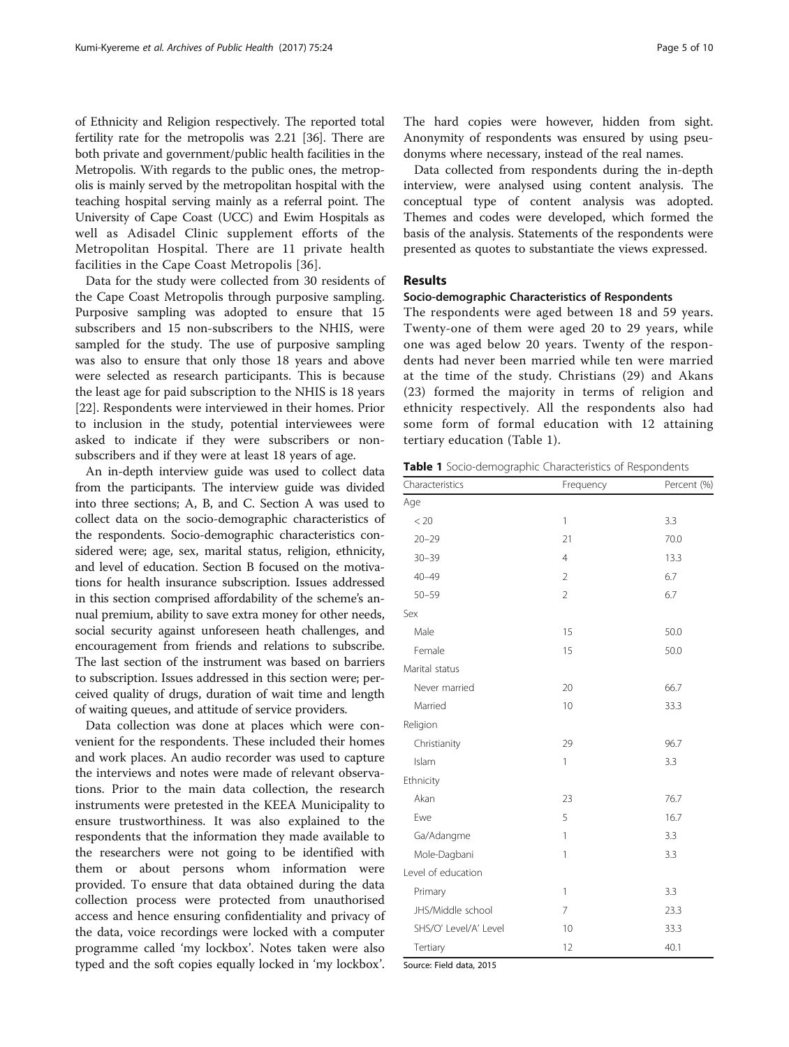of Ethnicity and Religion respectively. The reported total fertility rate for the metropolis was 2.21 [36]. There are both private and government/public health facilities in the Metropolis. With regards to the public ones, the metropolis is mainly served by the metropolitan hospital with the teaching hospital serving mainly as a referral point. The University of Cape Coast (UCC) and Ewim Hospitals as well as Adisadel Clinic supplement efforts of the Metropolitan Hospital. There are 11 private health facilities in the Cape Coast Metropolis [36].

Data for the study were collected from 30 residents of the Cape Coast Metropolis through purposive sampling. Purposive sampling was adopted to ensure that 15 subscribers and 15 non-subscribers to the NHIS, were sampled for the study. The use of purposive sampling was also to ensure that only those 18 years and above were selected as research participants. This is because the least age for paid subscription to the NHIS is 18 years [22]. Respondents were interviewed in their homes. Prior to inclusion in the study, potential interviewees were asked to indicate if they were subscribers or non-subscribers and if they were at least 18 years of age.

An in-depth interview guide was used to collect data from the participants. The interview guide was divided into three sections; A, B, and C. Section A was used to collect data on the socio-demographic characteristics of the respondents. Socio-demographic characteristics considered were; age, sex, marital status, religion, ethnicity, and level of education. Section B focused on the motivations for health insurance subscription. Issues addressed in this section comprised affordability of the scheme's annual premium, ability to save extra money for other needs, social security against unforeseen heath challenges, and encouragement from friends and relations to subscribe. The last section of the instrument was based on barriers to subscription. Issues addressed in this section were; perceived quality of drugs, duration of wait time and length of waiting queues, and attitude of service providers.

Data collection was done at places which were convenient for the respondents. These included their homes and work places. An audio recorder was used to capture the interviews and notes were made of relevant observations. Prior to the main data collection, the research instruments were pretested in the KEEA Municipality to ensure trustworthiness. It was also explained to the respondents that the information they made available to the researchers were not going to be identified with them or about persons whom information were provided. To ensure that data obtained during the data collection process were protected from unauthorised access and hence ensuring confidentiality and privacy of the data, voice recordings were locked with a computer programme called 'my lockbox'. Notes taken were also typed and the soft copies equally locked in 'my lockbox'. The hard copies were however, hidden from sight. Anonymity of respondents was ensured by using pseudonyms where necessary, instead of the real names.

Data collected from respondents during the in-depth interview, were analysed using content analysis. The conceptual type of content analysis was adopted. Themes and codes were developed, which formed the basis of the analysis. Statements of the respondents were presented as quotes to substantiate the views expressed.

## Results

### Socio-demographic Characteristics of Respondents

The respondents were aged between 18 and 59 years. Twenty-one of them were aged 20 to 29 years, while one was aged below 20 years. Twenty of the respondents had never been married while ten were married at the time of the study. Christians (29) and Akans (23) formed the majority in terms of religion and ethnicity respectively. All the respondents also had some form of formal education with 12 attaining tertiary education (Table 1).

**Table 1** Socio-demographic Characteristics of Respondents

| Characteristics | Frequency | Percent (%) |
|---|---|---|
| Age | | |
| < 20 | 1 | 3.3 |
| 20–29 | 21 | 70.0 |
| 30–39 | 4 | 13.3 |
| 40–49 | 2 | 6.7 |
| 50–59 | 2 | 6.7 |
| Sex | | |
| Male | 15 | 50.0 |
| Female | 15 | 50.0 |
| Marital status | | |
| Never married | 20 | 66.7 |
| Married | 10 | 33.3 |
| Religion | | |
| Christianity | 29 | 96.7 |
| Islam | 1 | 3.3 |
| Ethnicity | | |
| Akan | 23 | 76.7 |
| Ewe | 5 | 16.7 |
| Ga/Adangme | 1 | 3.3 |
| Mole-Dagbani | 1 | 3.3 |
| Level of education | | |
| Primary | 1 | 3.3 |
| JHS/Middle school | 7 | 23.3 |
| SHS/O' Level/A' Level | 10 | 33.3 |
| Tertiary | 12 | 40.1 |

Source: Field data, 2015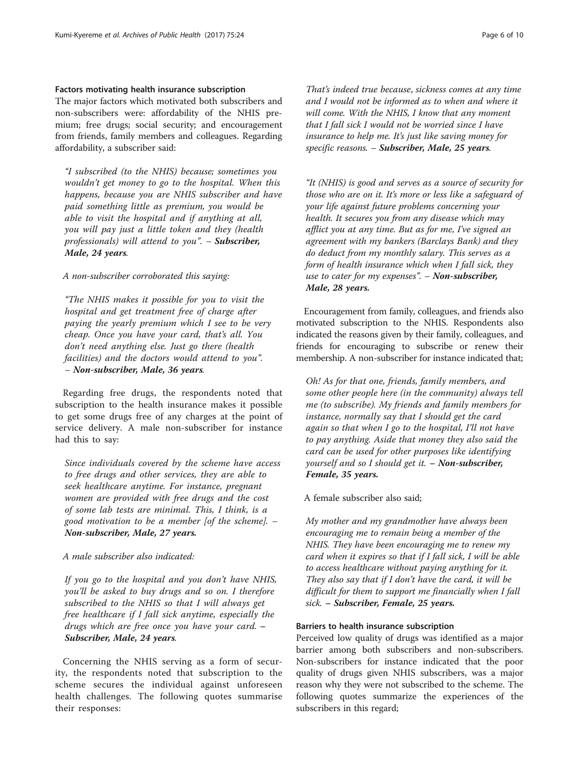### Factors motivating health insurance subscription

The major factors which motivated both subscribers and non-subscribers were: affordability of the NHIS premium; free drugs; social security; and encouragement from friends, family members and colleagues. Regarding affordability, a subscriber said:

> *"I subscribed (to the NHIS) because; sometimes you wouldn't get money to go to the hospital. When this happens, because you are NHIS subscriber and have paid something little as premium, you would be able to visit the hospital and if anything at all, you will pay just a little token and they (health professionals) will attend to you". –* ***Subscriber, Male, 24 years****.*

*A non-subscriber corroborated this saying:*

> *"The NHIS makes it possible for you to visit the hospital and get treatment free of charge after paying the yearly premium which I see to be very cheap. Once you have your card, that's all. You don't need anything else. Just go there (health facilities) and the doctors would attend to you". –* ***Non-subscriber, Male, 36 years****.*

Regarding free drugs, the respondents noted that subscription to the health insurance makes it possible to get some drugs free of any charges at the point of service delivery. A male non-subscriber for instance had this to say:

> *Since individuals covered by the scheme have access to free drugs and other services, they are able to seek healthcare anytime. For instance, pregnant women are provided with free drugs and the cost of some lab tests are minimal. This, I think, is a good motivation to be a member [of the scheme]. –* ***Non-subscriber, Male, 27 years.***

*A male subscriber also indicated:*

> *If you go to the hospital and you don't have NHIS, you'll be asked to buy drugs and so on. I therefore subscribed to the NHIS so that I will always get free healthcare if I fall sick anytime, especially the drugs which are free once you have your card. –* ***Subscriber, Male, 24 years****.*

Concerning the NHIS serving as a form of security, the respondents noted that subscription to the scheme secures the individual against unforeseen health challenges. The following quotes summarise their responses:

> *That's indeed true because, sickness comes at any time and I would not be informed as to when and where it will come. With the NHIS, I know that any moment that I fall sick I would not be worried since I have insurance to help me. It's just like saving money for specific reasons. –* ***Subscriber, Male, 25 years****.*

> *"It (NHIS) is good and serves as a source of security for those who are on it. It's more or less like a safeguard of your life against future problems concerning your health. It secures you from any disease which may afflict you at any time. But as for me, I've signed an agreement with my bankers (Barclays Bank) and they do deduct from my monthly salary. This serves as a form of health insurance which when I fall sick, they use to cater for my expenses". –* ***Non-subscriber, Male, 28 years.***

Encouragement from family, colleagues, and friends also motivated subscription to the NHIS. Respondents also indicated the reasons given by their family, colleagues, and friends for encouraging to subscribe or renew their membership. A non-subscriber for instance indicated that;

> *Oh! As for that one, friends, family members, and some other people here (in the community) always tell me (to subscribe). My friends and family members for instance, normally say that I should get the card again so that when I go to the hospital, I'll not have to pay anything. Aside that money they also said the card can be used for other purposes like identifying yourself and so I should get it. –* ***Non-subscriber, Female, 35 years.***

A female subscriber also said;

> *My mother and my grandmother have always been encouraging me to remain being a member of the NHIS. They have been encouraging me to renew my card when it expires so that if I fall sick, I will be able to access healthcare without paying anything for it. They also say that if I don't have the card, it will be difficult for them to support me financially when I fall sick. –* ***Subscriber, Female, 25 years.***

### Barriers to health insurance subscription

Perceived low quality of drugs was identified as a major barrier among both subscribers and non-subscribers. Non-subscribers for instance indicated that the poor quality of drugs given NHIS subscribers, was a major reason why they were not subscribed to the scheme. The following quotes summarize the experiences of the subscribers in this regard;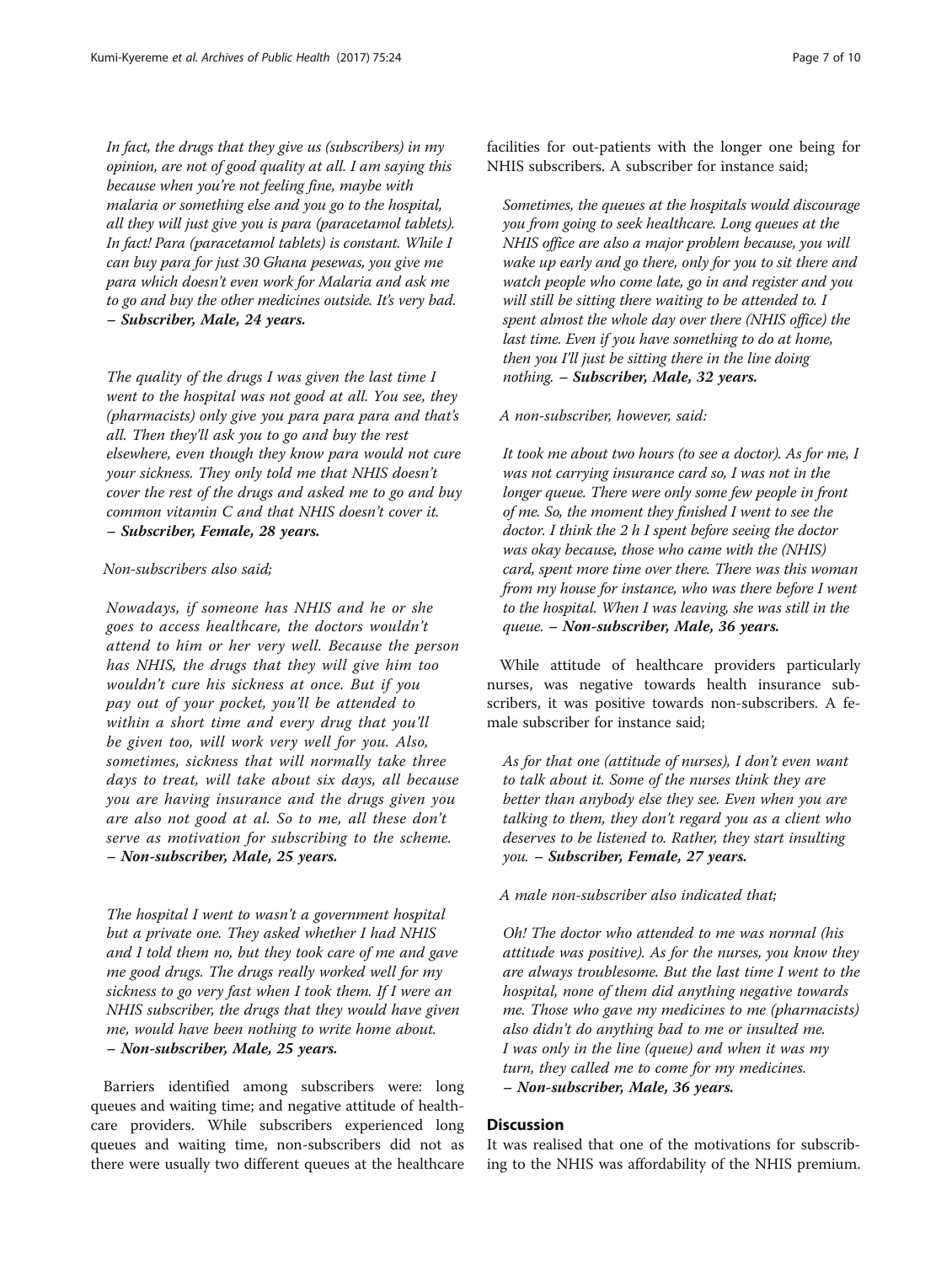*In fact, the drugs that they give us (subscribers) in my opinion, are not of good quality at all. I am saying this because when you're not feeling fine, maybe with malaria or something else and you go to the hospital, all they will just give you is para (paracetamol tablets). In fact! Para (paracetamol tablets) is constant. While I can buy para for just 30 Ghana pesewas, you give me para which doesn't even work for Malaria and ask me to go and buy the other medicines outside. It's very bad.* **– Subscriber, Male, 24 years.**

*The quality of the drugs I was given the last time I went to the hospital was not good at all. You see, they (pharmacists) only give you para para para and that's all. Then they'll ask you to go and buy the rest elsewhere, even though they know para would not cure your sickness. They only told me that NHIS doesn't cover the rest of the drugs and asked me to go and buy common vitamin C and that NHIS doesn't cover it.* **– Subscriber, Female, 28 years.**

*Non-subscribers also said;*

*Nowadays, if someone has NHIS and he or she goes to access healthcare, the doctors wouldn't attend to him or her very well. Because the person has NHIS, the drugs that they will give him too wouldn't cure his sickness at once. But if you pay out of your pocket, you'll be attended to within a short time and every drug that you'll be given too, will work very well for you. Also, sometimes, sickness that will normally take three days to treat, will take about six days, all because you are having insurance and the drugs given you are also not good at al. So to me, all these don't serve as motivation for subscribing to the scheme.* **– Non-subscriber, Male, 25 years.**

*The hospital I went to wasn't a government hospital but a private one. They asked whether I had NHIS and I told them no, but they took care of me and gave me good drugs. The drugs really worked well for my sickness to go very fast when I took them. If I were an NHIS subscriber, the drugs that they would have given me, would have been nothing to write home about.* **– Non-subscriber, Male, 25 years.**

Barriers identified among subscribers were: long queues and waiting time; and negative attitude of healthcare providers. While subscribers experienced long queues and waiting time, non-subscribers did not as there were usually two different queues at the healthcare facilities for out-patients with the longer one being for NHIS subscribers. A subscriber for instance said;

*Sometimes, the queues at the hospitals would discourage you from going to seek healthcare. Long queues at the NHIS office are also a major problem because, you will wake up early and go there, only for you to sit there and watch people who come late, go in and register and you will still be sitting there waiting to be attended to. I spent almost the whole day over there (NHIS office) the last time. Even if you have something to do at home, then you I'll just be sitting there in the line doing nothing.* **– Subscriber, Male, 32 years.**

*A non-subscriber, however, said:*

*It took me about two hours (to see a doctor). As for me, I was not carrying insurance card so, I was not in the longer queue. There were only some few people in front of me. So, the moment they finished I went to see the doctor. I think the 2 h I spent before seeing the doctor was okay because, those who came with the (NHIS) card, spent more time over there. There was this woman from my house for instance, who was there before I went to the hospital. When I was leaving, she was still in the queue.* **– Non-subscriber, Male, 36 years.**

While attitude of healthcare providers particularly nurses, was negative towards health insurance subscribers, it was positive towards non-subscribers. A female subscriber for instance said;

*As for that one (attitude of nurses), I don't even want to talk about it. Some of the nurses think they are better than anybody else they see. Even when you are talking to them, they don't regard you as a client who deserves to be listened to. Rather, they start insulting you.* **– Subscriber, Female, 27 years.**

*A male non-subscriber also indicated that;*

*Oh! The doctor who attended to me was normal (his attitude was positive). As for the nurses, you know they are always troublesome. But the last time I went to the hospital, none of them did anything negative towards me. Those who gave my medicines to me (pharmacists) also didn't do anything bad to me or insulted me. I was only in the line (queue) and when it was my turn, they called me to come for my medicines.* **– Non-subscriber, Male, 36 years.**

## Discussion

It was realised that one of the motivations for subscribing to the NHIS was affordability of the NHIS premium.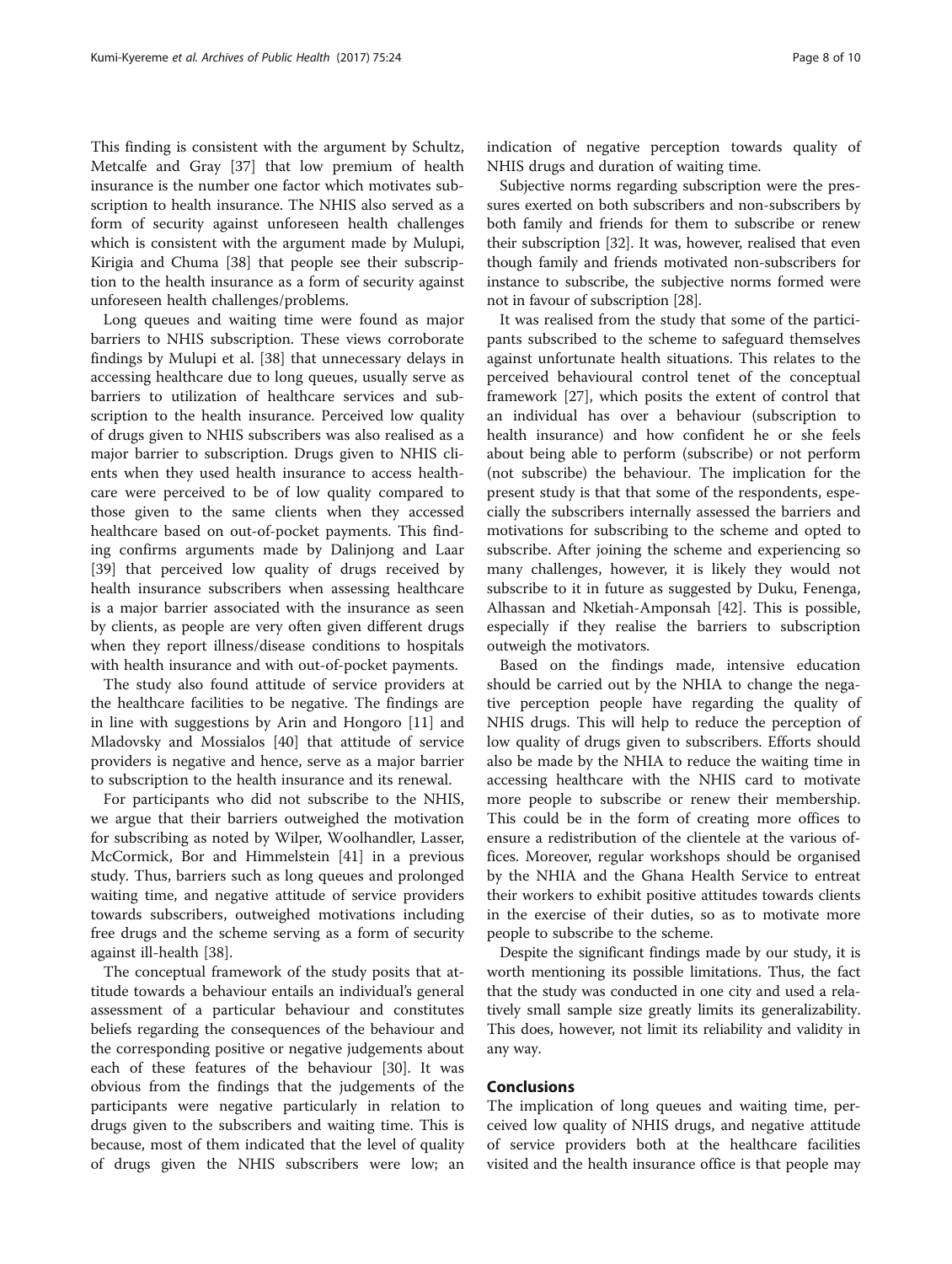This finding is consistent with the argument by Schultz, Metcalfe and Gray [37] that low premium of health insurance is the number one factor which motivates subscription to health insurance. The NHIS also served as a form of security against unforeseen health challenges which is consistent with the argument made by Mulupi, Kirigia and Chuma [38] that people see their subscription to the health insurance as a form of security against unforeseen health challenges/problems.

Long queues and waiting time were found as major barriers to NHIS subscription. These views corroborate findings by Mulupi et al. [38] that unnecessary delays in accessing healthcare due to long queues, usually serve as barriers to utilization of healthcare services and subscription to the health insurance. Perceived low quality of drugs given to NHIS subscribers was also realised as a major barrier to subscription. Drugs given to NHIS clients when they used health insurance to access healthcare were perceived to be of low quality compared to those given to the same clients when they accessed healthcare based on out-of-pocket payments. This finding confirms arguments made by Dalinjong and Laar [39] that perceived low quality of drugs received by health insurance subscribers when assessing healthcare is a major barrier associated with the insurance as seen by clients, as people are very often given different drugs when they report illness/disease conditions to hospitals with health insurance and with out-of-pocket payments.

The study also found attitude of service providers at the healthcare facilities to be negative. The findings are in line with suggestions by Arin and Hongoro [11] and Mladovsky and Mossialos [40] that attitude of service providers is negative and hence, serve as a major barrier to subscription to the health insurance and its renewal.

For participants who did not subscribe to the NHIS, we argue that their barriers outweighed the motivation for subscribing as noted by Wilper, Woolhandler, Lasser, McCormick, Bor and Himmelstein [41] in a previous study. Thus, barriers such as long queues and prolonged waiting time, and negative attitude of service providers towards subscribers, outweighed motivations including free drugs and the scheme serving as a form of security against ill-health [38].

The conceptual framework of the study posits that attitude towards a behaviour entails an individual's general assessment of a particular behaviour and constitutes beliefs regarding the consequences of the behaviour and the corresponding positive or negative judgements about each of these features of the behaviour [30]. It was obvious from the findings that the judgements of the participants were negative particularly in relation to drugs given to the subscribers and waiting time. This is because, most of them indicated that the level of quality of drugs given the NHIS subscribers were low; an indication of negative perception towards quality of NHIS drugs and duration of waiting time.

Subjective norms regarding subscription were the pressures exerted on both subscribers and non-subscribers by both family and friends for them to subscribe or renew their subscription [32]. It was, however, realised that even though family and friends motivated non-subscribers for instance to subscribe, the subjective norms formed were not in favour of subscription [28].

It was realised from the study that some of the participants subscribed to the scheme to safeguard themselves against unfortunate health situations. This relates to the perceived behavioural control tenet of the conceptual framework [27], which posits the extent of control that an individual has over a behaviour (subscription to health insurance) and how confident he or she feels about being able to perform (subscribe) or not perform (not subscribe) the behaviour. The implication for the present study is that that some of the respondents, especially the subscribers internally assessed the barriers and motivations for subscribing to the scheme and opted to subscribe. After joining the scheme and experiencing so many challenges, however, it is likely they would not subscribe to it in future as suggested by Duku, Fenenga, Alhassan and Nketiah-Amponsah [42]. This is possible, especially if they realise the barriers to subscription outweigh the motivators.

Based on the findings made, intensive education should be carried out by the NHIA to change the negative perception people have regarding the quality of NHIS drugs. This will help to reduce the perception of low quality of drugs given to subscribers. Efforts should also be made by the NHIA to reduce the waiting time in accessing healthcare with the NHIS card to motivate more people to subscribe or renew their membership. This could be in the form of creating more offices to ensure a redistribution of the clientele at the various offices. Moreover, regular workshops should be organised by the NHIA and the Ghana Health Service to entreat their workers to exhibit positive attitudes towards clients in the exercise of their duties, so as to motivate more people to subscribe to the scheme.

Despite the significant findings made by our study, it is worth mentioning its possible limitations. Thus, the fact that the study was conducted in one city and used a relatively small sample size greatly limits its generalizability. This does, however, not limit its reliability and validity in any way.

## Conclusions

The implication of long queues and waiting time, perceived low quality of NHIS drugs, and negative attitude of service providers both at the healthcare facilities visited and the health insurance office is that people may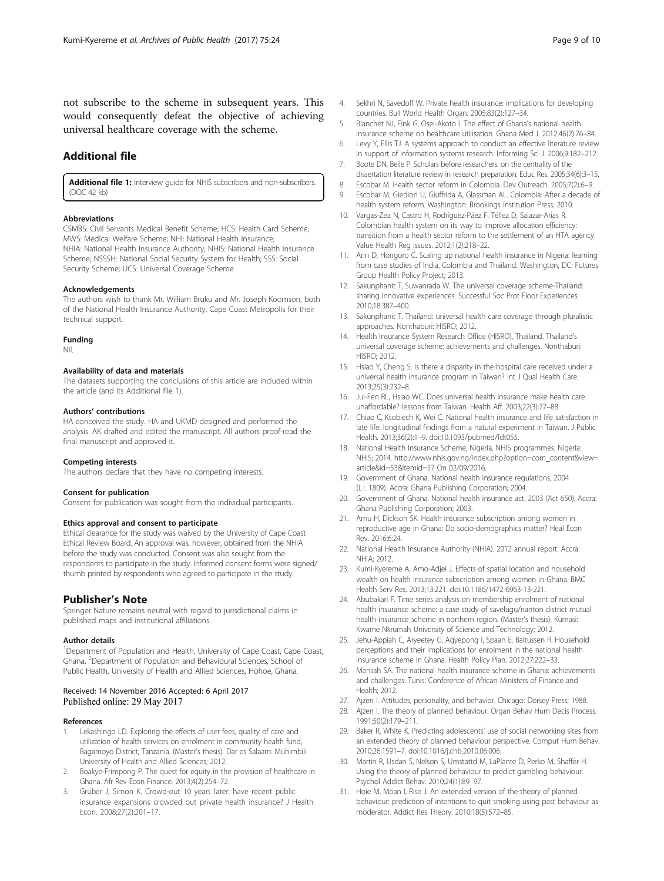not subscribe to the scheme in subsequent years. This would consequently defeat the objective of achieving universal healthcare coverage with the scheme.

## Additional file

**Additional file 1:** Interview guide for NHIS subscribers and non-subscribers. (DOC 42 kb)

#### Abbreviations

CSMBS: Civil Servants Medical Benefit Scheme; HCS: Health Card Scheme; MWS: Medical Welfare Scheme; NHI: National Health Insurance; NHIA: National Health Insurance Authority; NHIS: National Health Insurance Scheme; NSSSH: National Social Security System for Health; SSS: Social Security Scheme; UCS: Universal Coverage Scheme

#### Acknowledgements

The authors wish to thank Mr. William Bruku and Mr. Joseph Koomson, both of the National Health Insurance Authority, Cape Coast Metropolis for their technical support.

#### Funding

Nil.

#### Availability of data and materials

The datasets supporting the conclusions of this article are included within the article (and its Additional file 1).

#### Authors' contributions

HA conceived the study. HA and UKMD designed and performed the analysis. AK drafted and edited the manuscript. All authors proof-read the final manuscript and approved it.

#### Competing interests

The authors declare that they have no competing interests.

#### Consent for publication

Consent for publication was sought from the individual participants.

#### Ethics approval and consent to participate

Ethical clearance for the study was waived by the University of Cape Coast Ethical Review Board. An approval was, however, obtained from the NHIA before the study was conducted. Consent was also sought from the respondents to participate in the study. Informed consent forms were signed/ thumb printed by respondents who agreed to participate in the study.

## Publisher's Note

Springer Nature remains neutral with regard to jurisdictional claims in published maps and institutional affiliations.

#### Author details

[1]Department of Population and Health, University of Cape Coast, Cape Coast, Ghana. [2]Department of Population and Behavioural Sciences, School of Public Health, University of Health and Allied Sciences, Hohoe, Ghana.

Received: 14 November 2016 Accepted: 6 April 2017
Published online: 29 May 2017

#### References

1. Lekashingo LD. Exploring the effects of user fees, quality of care and utilization of health services on enrolment in community health fund, Bagamoyo District, Tanzania. (Master's thesis). Dar es Salaam: Muhimbili University of Health and Allied Sciences; 2012.
2. Boakye-Frimpong P. The quest for equity in the provision of healthcare in Ghana. Afr Rev Econ Finance. 2013;4(2):254–72.
3. Gruber J, Simon K. Crowd-out 10 years later: have recent public insurance expansions crowded out private health insurance? J Health Econ. 2008;27(2):201–17.
4. Sekhri N, Savedoff W. Private health insurance: implications for developing countries. Bull World Health Organ. 2005;83(2):127–34.
5. Blanchet NJ, Fink G, Osei-Akoto I. The effect of Ghana's national health insurance scheme on healthcare utilisation. Ghana Med J. 2012;46(2):76–84.
6. Levy Y, Ellis TJ. A systems approach to conduct an effective literature review in support of information systems research. Informing Sci J. 2006;9:182–212.
7. Boote DN, Beile P. Scholars before researchers: on the centrality of the dissertation literature review in research preparation. Educ Res. 2005;34(6):3–15.
8. Escobar M. Health sector reform in Colombia. Dev Outreach. 2005;7(2):6–9.
9. Escobar M, Giedion U, Giuffrida A, Glassman AL. Colombia: After a decade of health system reform. Washington: Brookings Institution Press; 2010.
10. Vargas-Zea N, Castro H, Rodríguez-Páez F, Téllez D, Salazar-Arias R. Colombian health system on its way to improve allocation efficiency: transition from a health sector reform to the settlement of an HTA agency. Value Health Reg Issues. 2012;1(2):218–22.
11. Arin D, Hongoro C. Scaling up national health insurance in Nigeria: learning from case studies of India, Colombia and Thailand. Washington, DC: Futures Group Health Policy Project; 2013.
12. Sakunphanit T, Suwanrada W. The universal coverage scheme-Thailand: sharing innovative experiences. Successful Soc Prot Floor Experiences. 2010;18:387–400.
13. Sakunphanit T. Thailand: universal health care coverage through pluralistic approaches. Nonthaburi: HISRO; 2012.
14. Health Insurance System Research Office (HISRO), Thailand. Thailand's universal coverage scheme: achievements and challenges. Nonthaburi: HISRO; 2012.
15. Hsiao Y, Cheng S. Is there a disparity in the hospital care received under a universal health insurance program in Taiwan? Int J Qual Health Care. 2013;25(3):232–8.
16. Jui-Fen RL, Hsiao WC. Does universal health insurance make health care unaffordable? lessons from Taiwan. Health Aff. 2003;22(3):77–88.
17. Chiao C, Ksobiech K, Wei C. National health insurance and life satisfaction in late life: longitudinal findings from a natural experiment in Taiwan. J Public Health. 2013;36(2):1–9. doi:10.1093/pubmed/fdt055.
18. National Health Insurance Scheme, Nigeria. NHIS programmes. Nigeria: NHIS; 2014. http://www.nhis.gov.ng/index.php?option=com_content&view=article&id=53&Itemid=57 On 02/09/2016.
19. Government of Ghana. National health insurance regulations, 2004 (L.I. 1809). Accra: Ghana Publishing Corporation; 2004.
20. Government of Ghana. National health insurance act, 2003 (Act 650). Accra: Ghana Publishing Corporation; 2003.
21. Amu H, Dickson SK. Health insurance subscription among women in reproductive age in Ghana: Do socio-demographics matter? Heal Econ Rev. 2016;6:24.
22. National Health Insurance Authority (NHIA). 2012 annual report. Accra: NHIA; 2012.
23. Kumi-Kyereme A, Amo-Adjei J. Effects of spatial location and household wealth on health insurance subscription among women in Ghana. BMC Health Serv Res. 2013;13:221. doi:10.1186/1472-6963-13-221.
24. Abubakari F. Time series analysis on membership enrolment of national health insurance scheme: a case study of savelugu/nanton district mutual health insurance scheme in northern region. (Master's thesis). Kumasi: Kwame Nkrumah University of Science and Technology; 2012.
25. Jehu-Appiah C, Aryeetey G, Agyepong I, Spaan E, Baltussen R. Household perceptions and their implications for enrolment in the national health insurance scheme in Ghana. Health Policy Plan. 2012;27:222–33.
26. Mensah SA. The national health insurance scheme in Ghana: achievements and challenges. Tunis: Conference of African Ministers of Finance and Health; 2012.
27. Ajzen I. Attitudes, personality, and behavior. Chicago: Dorsey Press; 1988.
28. Ajzen I. The theory of planned behaviour. Organ Behav Hum Decis Process. 1991;50(2):179–211.
29. Baker R, White K. Predicting adolescents' use of social networking sites from an extended theory of planned behaviour perspective. Comput Hum Behav. 2010;26:1591–7. doi:10.1016/j.chb.2010.06.006.
30. Martin R, Usdan S, Nelson S, Umstattd M, LaPlante D, Perko M, Shaffer H. Using the theory of planned behaviour to predict gambling behaviour. Psychol Addict Behav. 2010;24(1):89–97.
31. Hoie M, Moan I, Rise J. An extended version of the theory of planned behaviour: prediction of intentions to quit smoking using past behaviour as moderator. Addict Res Theory. 2010;18(5):572–85.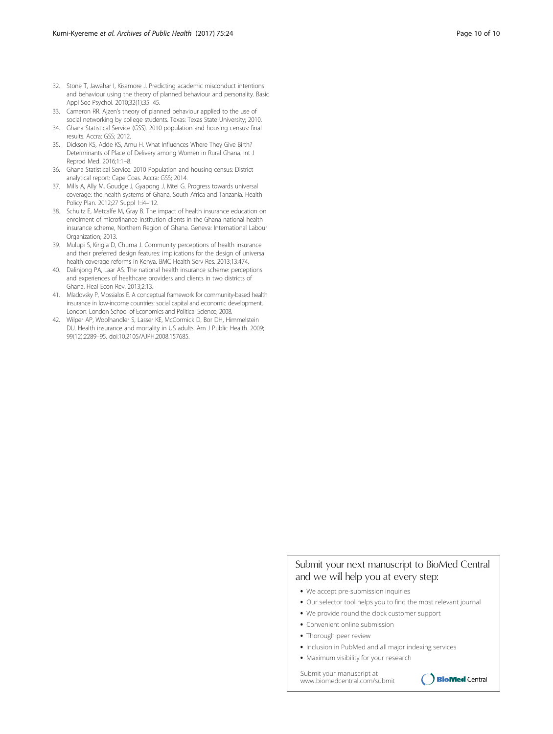32. Stone T, Jawahar I, Kisamore J. Predicting academic misconduct intentions and behaviour using the theory of planned behaviour and personality. Basic Appl Soc Psychol. 2010;32(1):35–45.
33. Cameron RR. Ajzen's theory of planned behaviour applied to the use of social networking by college students. Texas: Texas State University; 2010.
34. Ghana Statistical Service (GSS). 2010 population and housing census: final results. Accra: GSS; 2012.
35. Dickson KS, Adde KS, Amu H. What Influences Where They Give Birth? Determinants of Place of Delivery among Women in Rural Ghana. Int J Reprod Med. 2016;1:1–8.
36. Ghana Statistical Service. 2010 Population and housing census: District analytical report: Cape Coas. Accra: GSS; 2014.
37. Mills A, Ally M, Goudge J, Gyapong J, Mtei G. Progress towards universal coverage: the health systems of Ghana, South Africa and Tanzania. Health Policy Plan. 2012;27 Suppl 1:i4–i12.
38. Schultz E, Metcalfe M, Gray B. The impact of health insurance education on enrolment of microfinance institution clients in the Ghana national health insurance scheme, Northern Region of Ghana. Geneva: International Labour Organization; 2013.
39. Mulupi S, Kirigia D, Chuma J. Community perceptions of health insurance and their preferred design features: implications for the design of universal health coverage reforms in Kenya. BMC Health Serv Res. 2013;13:474.
40. Dalinjong PA, Laar AS. The national health insurance scheme: perceptions and experiences of healthcare providers and clients in two districts of Ghana. Heal Econ Rev. 2013;2:13.
41. Mladovsky P, Mossialos E. A conceptual framework for community-based health insurance in low-income countries: social capital and economic development. London: London School of Economics and Political Science; 2008.
42. Wilper AP, Woolhandler S, Lasser KE, McCormick D, Bor DH, Himmelstein DU. Health insurance and mortality in US adults. Am J Public Health. 2009; 99(12):2289–95. doi:10.2105/AJPH.2008.157685.

Submit your next manuscript to BioMed Central and we will help you at every step:

- We accept pre-submission inquiries
- Our selector tool helps you to find the most relevant journal
- We provide round the clock customer support
- Convenient online submission
- Thorough peer review
- Inclusion in PubMed and all major indexing services
- Maximum visibility for your research

Submit your manuscript at www.biomedcentral.com/submit

BioMed Central